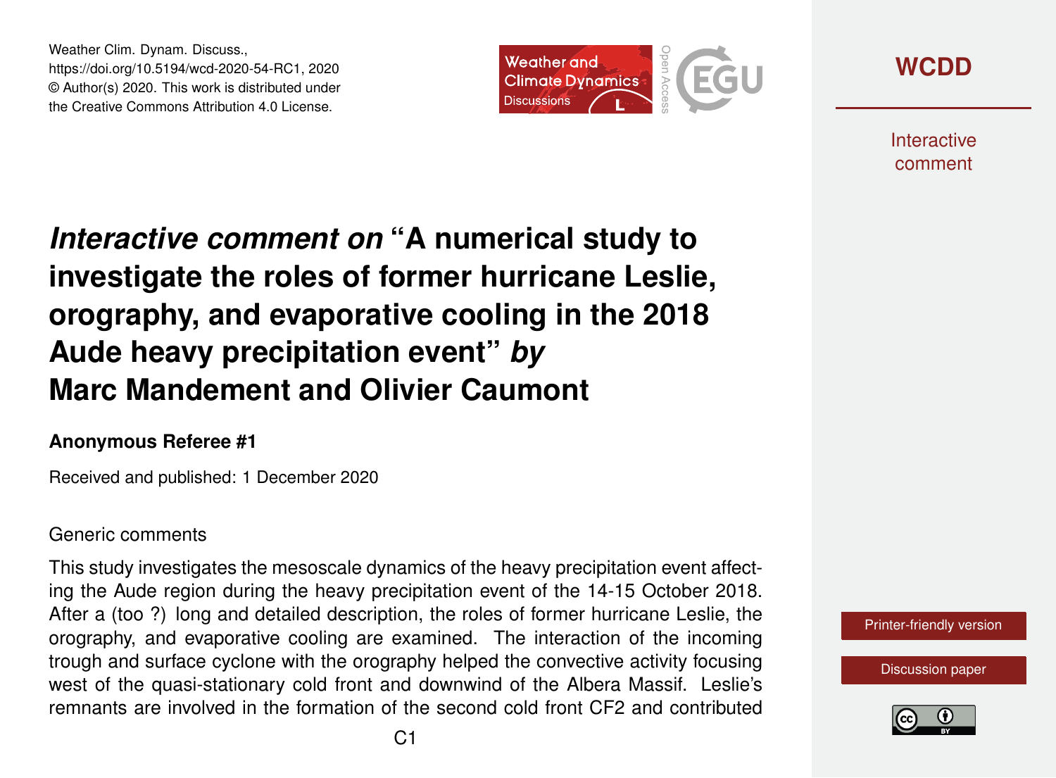# *Interactive comment on* "A numerical study to investigate the roles of former hurricane Leslie, orography, and evaporative cooling in the 2018 Aude heavy precipitation event" *by* Marc Mandement and Olivier Caumont

**Anonymous Referee #1**

Received and published: 1 December 2020

Generic comments

This study investigates the mesoscale dynamics of the heavy precipitation event affecting the Aude region during the heavy precipitation event of the 14-15 October 2018. After a (too ?) long and detailed description, the roles of former hurricane Leslie, the orography, and evaporative cooling are examined. The interaction of the incoming trough and surface cyclone with the orography helped the convective activity focusing west of the quasi-stationary cold front and downwind of the Albera Massif. Leslie's remnants are involved in the formation of the second cold front CF2 and contributed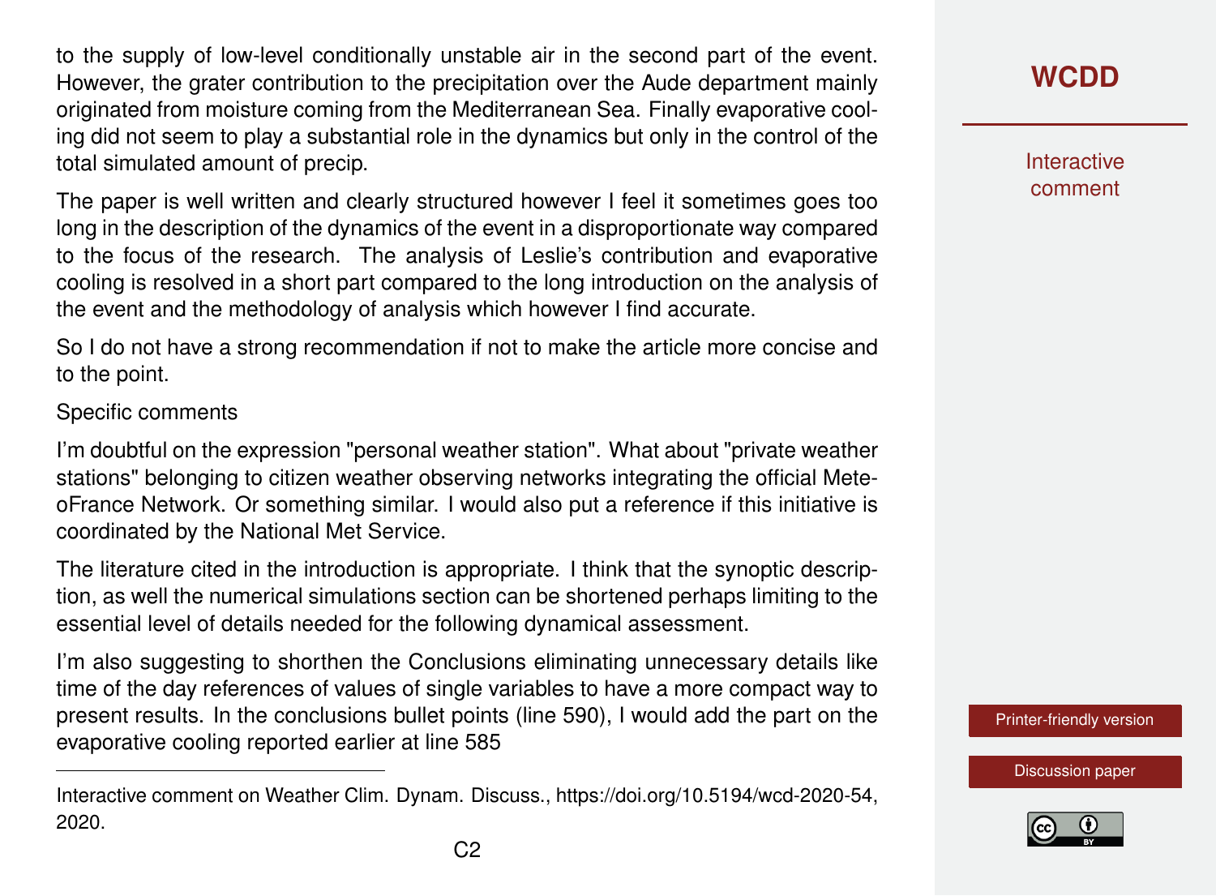to the supply of low-level conditionally unstable air in the second part of the event. However, the grater contribution to the precipitation over the Aude department mainly originated from moisture coming from the Mediterranean Sea. Finally evaporative cooling did not seem to play a substantial role in the dynamics but only in the control of the total simulated amount of precip.

The paper is well written and clearly structured however I feel it sometimes goes too long in the description of the dynamics of the event in a disproportionate way compared to the focus of the research. The analysis of Leslie's contribution and evaporative cooling is resolved in a short part compared to the long introduction on the analysis of the event and the methodology of analysis which however I find accurate.

So I do not have a strong recommendation if not to make the article more concise and to the point.

Specific comments

I'm doubtful on the expression "personal weather station". What about "private weather stations" belonging to citizen weather observing networks integrating the official MeteoFrance Network. Or something similar. I would also put a reference if this initiative is coordinated by the National Met Service.

The literature cited in the introduction is appropriate. I think that the synoptic description, as well the numerical simulations section can be shortened perhaps limiting to the essential level of details needed for the following dynamical assessment.

I'm also suggesting to shorten the Conclusions eliminating unnecessary details like time of the day references of values of single variables to have a more compact way to present results. In the conclusions bullet points (line 590), I would add the part on the evaporative cooling reported earlier at line 585

---

Interactive comment on Weather Clim. Dynam. Discuss., https://doi.org/10.5194/wcd-2020-54, 2020.